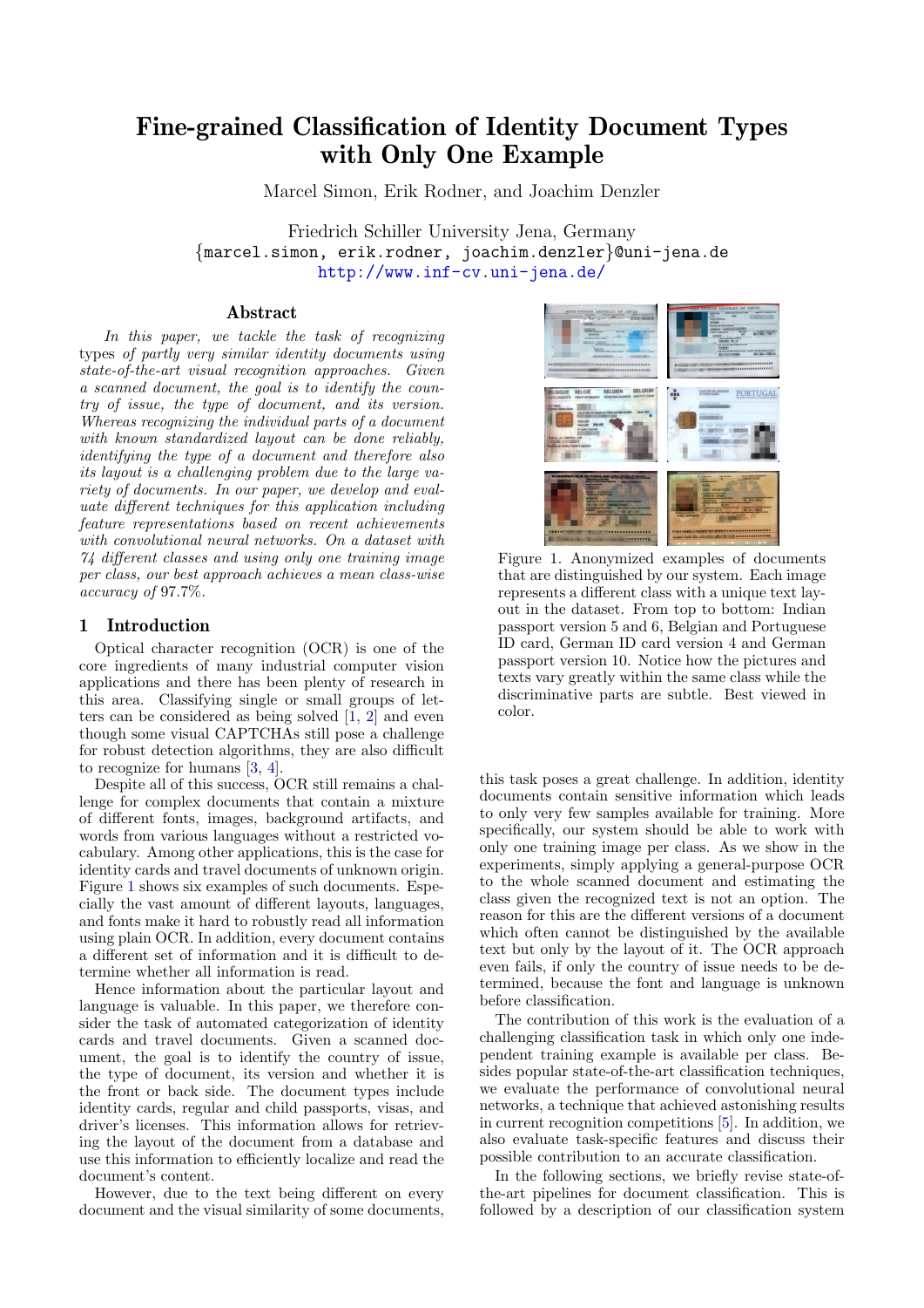# Fine-grained Classification of Identity Document Types with Only One Example

Marcel Simon, Erik Rodner, and Joachim Denzler

Friedrich Schiller University Jena, Germany
{marcel.simon, erik.rodner, joachim.denzler}@uni-jena.de
http://www.inf-cv.uni-jena.de/

## Abstract

*In this paper, we tackle the task of recognizing* types *of partly very similar identity documents using state-of-the-art visual recognition approaches. Given a scanned document, the goal is to identify the country of issue, the type of document, and its version. Whereas recognizing the individual parts of a document with known standardized layout can be done reliably, identifying the type of a document and therefore also its layout is a challenging problem due to the large variety of documents. In our paper, we develop and evaluate different techniques for this application including feature representations based on recent achievements with convolutional neural networks. On a dataset with 74 different classes and using only one training image per class, our best approach achieves a mean class-wise accuracy of* 97.7%.

## 1 Introduction

Optical character recognition (OCR) is one of the core ingredients of many industrial computer vision applications and there has been plenty of research in this area. Classifying single or small groups of letters can be considered as being solved [1, 2] and even though some visual CAPTCHAs still pose a challenge for robust detection algorithms, they are also difficult to recognize for humans [3, 4].

Despite all of this success, OCR still remains a challenge for complex documents that contain a mixture of different fonts, images, background artifacts, and words from various languages without a restricted vocabulary. Among other applications, this is the case for identity cards and travel documents of unknown origin. Figure 1 shows six examples of such documents. Especially the vast amount of different layouts, languages, and fonts make it hard to robustly read all information using plain OCR. In addition, every document contains a different set of information and it is difficult to determine whether all information is read.

Hence information about the particular layout and language is valuable. In this paper, we therefore consider the task of automated categorization of identity cards and travel documents. Given a scanned document, the goal is to identify the country of issue, the type of document, its version and whether it is the front or back side. The document types include identity cards, regular and child passports, visas, and driver's licenses. This information allows for retrieving the layout of the document from a database and use this information to efficiently localize and read the document's content.

However, due to the text being different on every document and the visual similarity of some documents, this task poses a great challenge. In addition, identity documents contain sensitive information which leads to only very few samples available for training. More specifically, our system should be able to work with only one training image per class. As we show in the experiments, simply applying a general-purpose OCR to the whole scanned document and estimating the class given the recognized text is not an option. The reason for this are the different versions of a document which often cannot be distinguished by the available text but only by the layout of it. The OCR approach even fails, if only the country of issue needs to be determined, because the font and language is unknown before classification.

The contribution of this work is the evaluation of a challenging classification task in which only one independent training example is available per class. Besides popular state-of-the-art classification techniques, we evaluate the performance of convolutional neural networks, a technique that achieved astonishing results in current recognition competitions [5]. In addition, we also evaluate task-specific features and discuss their possible contribution to an accurate classification.

In the following sections, we briefly revise state-of-the-art pipelines for document classification. This is followed by a description of our classification system

Figure 1. Anonymized examples of documents that are distinguished by our system. Each image represents a different class with a unique text layout in the dataset. From top to bottom: Indian passport version 5 and 6, Belgian and Portuguese ID card, German ID card version 4 and German passport version 10. Notice how the pictures and texts vary greatly within the same class while the discriminative parts are subtle. Best viewed in color.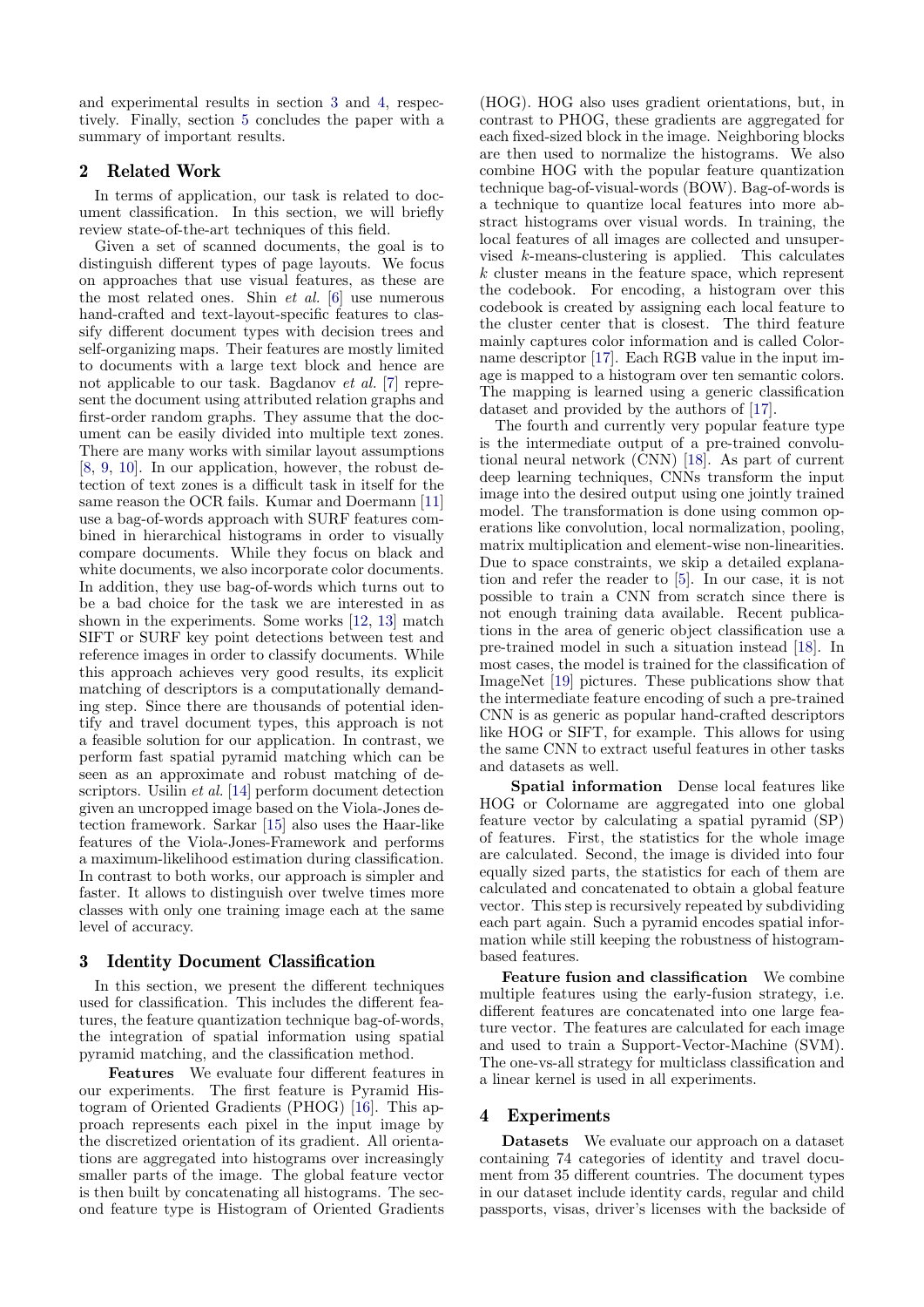and experimental results in section 3 and 4, respectively. Finally, section 5 concludes the paper with a summary of important results.

## 2 Related Work

In terms of application, our task is related to document classification. In this section, we will briefly review state-of-the-art techniques of this field.

Given a set of scanned documents, the goal is to distinguish different types of page layouts. We focus on approaches that use visual features, as these are the most related ones. Shin *et al.* [6] use numerous hand-crafted and text-layout-specific features to classify different document types with decision trees and self-organizing maps. Their features are mostly limited to documents with a large text block and hence are not applicable to our task. Bagdanov *et al.* [7] represent the document using attributed relation graphs and first-order random graphs. They assume that the document can be easily divided into multiple text zones. There are many works with similar layout assumptions [8, 9, 10]. In our application, however, the robust detection of text zones is a difficult task in itself for the same reason the OCR fails. Kumar and Doermann [11] use a bag-of-words approach with SURF features combined in hierarchical histograms in order to visually compare documents. While they focus on black and white documents, we also incorporate color documents. In addition, they use bag-of-words which turns out to be a bad choice for the task we are interested in as shown in the experiments. Some works [12, 13] match SIFT or SURF key point detections between test and reference images in order to classify documents. While this approach achieves very good results, its explicit matching of descriptors is a computationally demanding step. Since there are thousands of potential identify and travel document types, this approach is not a feasible solution for our application. In contrast, we perform fast spatial pyramid matching which can be seen as an approximate and robust matching of descriptors. Usilin *et al.* [14] perform document detection given an uncropped image based on the Viola-Jones detection framework. Sarkar [15] also uses the Haar-like features of the Viola-Jones-Framework and performs a maximum-likelihood estimation during classification. In contrast to both works, our approach is simpler and faster. It allows to distinguish over twelve times more classes with only one training image each at the same level of accuracy.

## 3 Identity Document Classification

In this section, we present the different techniques used for classification. This includes the different features, the feature quantization technique bag-of-words, the integration of spatial information using spatial pyramid matching, and the classification method.

**Features** We evaluate four different features in our experiments. The first feature is Pyramid Histogram of Oriented Gradients (PHOG) [16]. This approach represents each pixel in the input image by the discretized orientation of its gradient. All orientations are aggregated into histograms over increasingly smaller parts of the image. The global feature vector is then built by concatenating all histograms. The second feature type is Histogram of Oriented Gradients (HOG). HOG also uses gradient orientations, but, in contrast to PHOG, these gradients are aggregated for each fixed-sized block in the image. Neighboring blocks are then used to normalize the histograms. We also combine HOG with the popular feature quantization technique bag-of-visual-words (BOW). Bag-of-words is a technique to quantize local features into more abstract histograms over visual words. In training, the local features of all images are collected and unsupervised $k$-means-clustering is applied. This calculates $k$ cluster means in the feature space, which represent the codebook. For encoding, a histogram over this codebook is created by assigning each local feature to the cluster center that is closest. The third feature mainly captures color information and is called Colorname descriptor [17]. Each RGB value in the input image is mapped to a histogram over ten semantic colors. The mapping is learned using a generic classification dataset and provided by the authors of [17].

The fourth and currently very popular feature type is the intermediate output of a pre-trained convolutional neural network (CNN) [18]. As part of current deep learning techniques, CNNs transform the input image into the desired output using one jointly trained model. The transformation is done using common operations like convolution, local normalization, pooling, matrix multiplication and element-wise non-linearities. Due to space constraints, we skip a detailed explanation and refer the reader to [5]. In our case, it is not possible to train a CNN from scratch since there is not enough training data available. Recent publications in the area of generic object classification use a pre-trained model in such a situation instead [18]. In most cases, the model is trained for the classification of ImageNet [19] pictures. These publications show that the intermediate feature encoding of such a pre-trained CNN is as generic as popular hand-crafted descriptors like HOG or SIFT, for example. This allows for using the same CNN to extract useful features in other tasks and datasets as well.

**Spatial information** Dense local features like HOG or Colorname are aggregated into one global feature vector by calculating a spatial pyramid (SP) of features. First, the statistics for the whole image are calculated. Second, the image is divided into four equally sized parts, the statistics for each of them are calculated and concatenated to obtain a global feature vector. This step is recursively repeated by subdividing each part again. Such a pyramid encodes spatial information while still keeping the robustness of histogram-based features.

**Feature fusion and classification** We combine multiple features using the early-fusion strategy, i.e. different features are concatenated into one large feature vector. The features are calculated for each image and used to train a Support-Vector-Machine (SVM). The one-vs-all strategy for multiclass classification and a linear kernel is used in all experiments.

## 4 Experiments

**Datasets** We evaluate our approach on a dataset containing 74 categories of identity and travel document from 35 different countries. The document types in our dataset include identity cards, regular and child passports, visas, driver's licenses with the backside of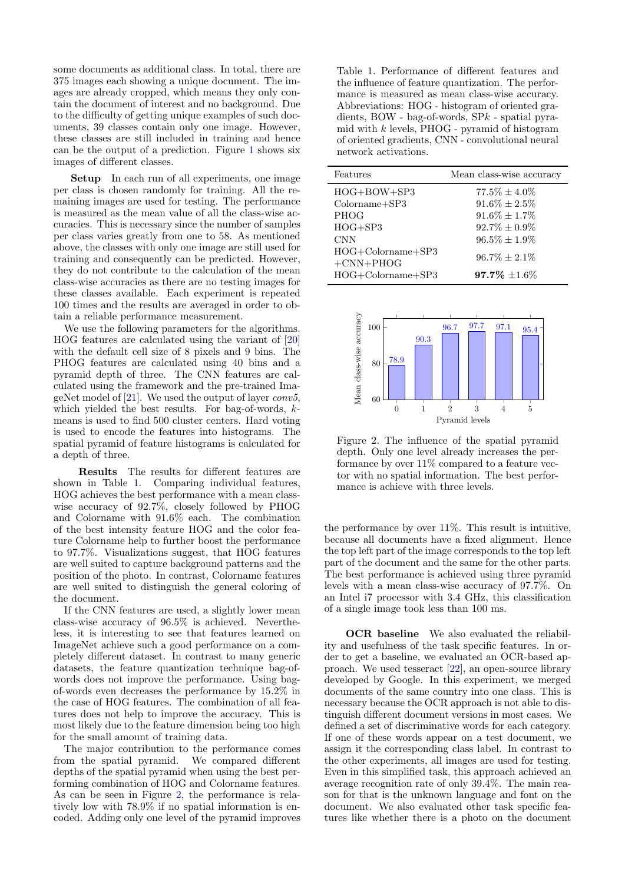some documents as additional class. In total, there are 375 images each showing a unique document. The images are already cropped, which means they only contain the document of interest and no background. Due to the difficulty of getting unique examples of such documents, 39 classes contain only one image. However, these classes are still included in training and hence can be the output of a prediction. Figure 1 shows six images of different classes.

**Setup** In each run of all experiments, one image per class is chosen randomly for training. All the remaining images are used for testing. The performance is measured as the mean value of all the class-wise accuracies. This is necessary since the number of samples per class varies greatly from one to 58. As mentioned above, the classes with only one image are still used for training and consequently can be predicted. However, they do not contribute to the calculation of the mean class-wise accuracies as there are no testing images for these classes available. Each experiment is repeated 100 times and the results are averaged in order to obtain a reliable performance measurement.

We use the following parameters for the algorithms. HOG features are calculated using the variant of [20] with the default cell size of 8 pixels and 9 bins. The PHOG features are calculated using 40 bins and a pyramid depth of three. The CNN features are calculated using the framework and the pre-trained ImageNet model of [21]. We used the output of layer *conv5*, which yielded the best results. For bag-of-words, $k$-means is used to find 500 cluster centers. Hard voting is used to encode the features into histograms. The spatial pyramid of feature histograms is calculated for a depth of three.

**Results** The results for different features are shown in Table 1. Comparing individual features, HOG achieves the best performance with a mean class-wise accuracy of 92.7%, closely followed by PHOG and Colorname with 91.6% each. The combination of the best intensity feature HOG and the color feature Colorname help to further boost the performance to 97.7%. Visualizations suggest, that HOG features are well suited to capture background patterns and the position of the photo. In contrast, Colorname features are well suited to distinguish the general coloring of the document.

If the CNN features are used, a slightly lower mean class-wise accuracy of 96.5% is achieved. Nevertheless, it is interesting to see that features learned on ImageNet achieve such a good performance on a completely different dataset. In contrast to many generic datasets, the feature quantization technique bag-of-words does not improve the performance. Using bag-of-words even decreases the performance by 15.2% in the case of HOG features. The combination of all features does not help to improve the accuracy. This is most likely due to the feature dimension being too high for the small amount of training data.

The major contribution to the performance comes from the spatial pyramid. We compared different depths of the spatial pyramid when using the best performing combination of HOG and Colorname features. As can be seen in Figure 2, the performance is relatively low with 78.9% if no spatial information is encoded. Adding only one level of the pyramid improves the performance by over 11%. This result is intuitive, because all documents have a fixed alignment. Hence the top left part of the image corresponds to the top left part of the document and the same for the other parts. The best performance is achieved using three pyramid levels with a mean class-wise accuracy of 97.7%. On an Intel i7 processor with 3.4 GHz, this classification of a single image took less than 100 ms.

Table 1. Performance of different features and the influence of feature quantization. The performance is measured as mean class-wise accuracy. Abbreviations: HOG - histogram of oriented gradients, BOW - bag-of-words, SP$k$ - spatial pyramid with $k$ levels, PHOG - pyramid of histogram of oriented gradients, CNN - convolutional neural network activations.

| Features | Mean class-wise accuracy |
|---|---|
| HOG+BOW+SP3 | $77.5\% \pm 4.0\%$ |
| Colorname+SP3 | $91.6\% \pm 2.5\%$ |
| PHOG | $91.6\% \pm 1.7\%$ |
| HOG+SP3 | $92.7\% \pm 0.9\%$ |
| CNN | $96.5\% \pm 1.9\%$ |
| HOG+Colorname+SP3 +CNN+PHOG | $96.7\% \pm 2.1\%$ |
| HOG+Colorname+SP3 | **97.7%** $\pm 1.6\%$ |

Figure 2. The influence of the spatial pyramid depth. Only one level already increases the performance by over 11% compared to a feature vector with no spatial information. The best performance is achieve with three levels.

**OCR baseline** We also evaluated the reliability and usefulness of the task specific features. In order to get a baseline, we evaluated an OCR-based approach. We used tesseract [22], an open-source library developed by Google. In this experiment, we merged documents of the same country into one class. This is necessary because the OCR approach is not able to distinguish different document versions in most cases. We defined a set of discriminative words for each category. If one of these words appear on a test document, we assign it the corresponding class label. In contrast to the other experiments, all images are used for testing. Even in this simplified task, this approach achieved an average recognition rate of only 39.4%. The main reason for that is the unknown language and font on the document. We also evaluated other task specific features like whether there is a photo on the document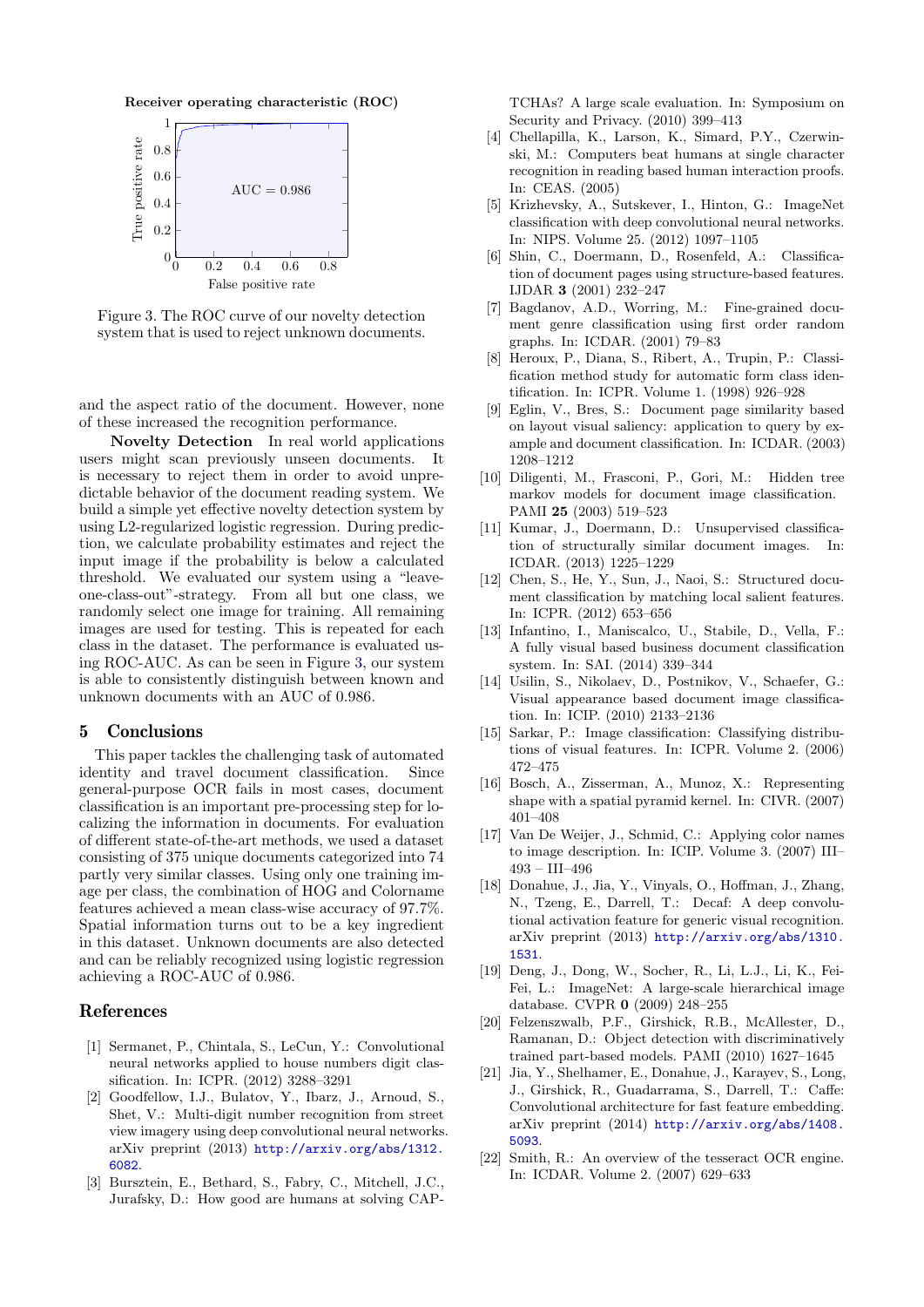Receiver operating characteristic (ROC)

True positive rate

False positive rate

AUC = 0.986

0
0.2
0.4
0.6
0.8
1

0
0.2
0.4
0.6
0.8

Figure 3. The ROC curve of our novelty detection system that is used to reject unknown documents.

and the aspect ratio of the document. However, none of these increased the recognition performance.

**Novelty Detection** In real world applications users might scan previously unseen documents. It is necessary to reject them in order to avoid unpredictable behavior of the document reading system. We build a simple yet effective novelty detection system by using L2-regularized logistic regression. During prediction, we calculate probability estimates and reject the input image if the probability is below a calculated threshold. We evaluated our system using a "leave-one-class-out"-strategy. From all but one class, we randomly select one image for training. All remaining images are used for testing. This is repeated for each class in the dataset. The performance is evaluated using ROC-AUC. As can be seen in Figure 3, our system is able to consistently distinguish between known and unknown documents with an AUC of 0.986.

## 5 Conclusions

This paper tackles the challenging task of automated identity and travel document classification. Since general-purpose OCR fails in most cases, document classification is an important pre-processing step for localizing the information in documents. For evaluation of different state-of-the-art methods, we used a dataset consisting of 375 unique documents categorized into 74 partly very similar classes. Using only one training image per class, the combination of HOG and Colorname features achieved a mean class-wise accuracy of 97.7%. Spatial information turns out to be a key ingredient in this dataset. Unknown documents are also detected and can be reliably recognized using logistic regression achieving a ROC-AUC of 0.986.

## References

1. Sermanet, P., Chintala, S., LeCun, Y.: Convolutional neural networks applied to house numbers digit classification. In: ICPR. (2012) 3288–3291
2. Goodfellow, I.J., Bulatov, Y., Ibarz, J., Arnoud, S., Shet, V.: Multi-digit number recognition from street view imagery using deep convolutional neural networks. arXiv preprint (2013) http://arxiv.org/abs/1312.6082.
3. Bursztein, E., Bethard, S., Fabry, C., Mitchell, J.C., Jurafsky, D.: How good are humans at solving CAPTCHAs? A large scale evaluation. In: Symposium on Security and Privacy. (2010) 399–413
4. Chellapilla, K., Larson, K., Simard, P.Y., Czerwinski, M.: Computers beat humans at single character recognition in reading based human interaction proofs. In: CEAS. (2005)
5. Krizhevsky, A., Sutskever, I., Hinton, G.: ImageNet classification with deep convolutional neural networks. In: NIPS. Volume 25. (2012) 1097–1105
6. Shin, C., Doermann, D., Rosenfeld, A.: Classification of document pages using structure-based features. IJDAR **3** (2001) 232–247
7. Bagdanov, A.D., Worring, M.: Fine-grained document genre classification using first order random graphs. In: ICDAR. (2001) 79–83
8. Heroux, P., Diana, S., Ribert, A., Trupin, P.: Classification method study for automatic form class identification. In: ICPR. Volume 1. (1998) 926–928
9. Eglin, V., Bres, S.: Document page similarity based on layout visual saliency: application to query by example and document classification. In: ICDAR. (2003) 1208–1212
10. Diligenti, M., Frasconi, P., Gori, M.: Hidden tree markov models for document image classification. PAMI **25** (2003) 519–523
11. Kumar, J., Doermann, D.: Unsupervised classification of structurally similar document images. In: ICDAR. (2013) 1225–1229
12. Chen, S., He, Y., Sun, J., Naoi, S.: Structured document classification by matching local salient features. In: ICPR. (2012) 653–656
13. Infantino, I., Maniscalco, U., Stabile, D., Vella, F.: A fully visual based business document classification system. In: SAI. (2014) 339–344
14. Usilin, S., Nikolaev, D., Postnikov, V., Schaefer, G.: Visual appearance based document image classification. In: ICIP. (2010) 2133–2136
15. Sarkar, P.: Image classification: Classifying distributions of visual features. In: ICPR. Volume 2. (2006) 472–475
16. Bosch, A., Zisserman, A., Munoz, X.: Representing shape with a spatial pyramid kernel. In: CIVR. (2007) 401–408
17. Van De Weijer, J., Schmid, C.: Applying color names to image description. In: ICIP. Volume 3. (2007) III–493 – III–496
18. Donahue, J., Jia, Y., Vinyals, O., Hoffman, J., Zhang, N., Tzeng, E., Darrell, T.: Decaf: A deep convolutional activation feature for generic visual recognition. arXiv preprint (2013) http://arxiv.org/abs/1310.1531.
19. Deng, J., Dong, W., Socher, R., Li, L.J., Li, K., Fei-Fei, L.: ImageNet: A large-scale hierarchical image database. CVPR **0** (2009) 248–255
20. Felzenszwalb, P.F., Girshick, R.B., McAllester, D., Ramanan, D.: Object detection with discriminatively trained part-based models. PAMI (2010) 1627–1645
21. Jia, Y., Shelhamer, E., Donahue, J., Karayev, S., Long, J., Girshick, R., Guadarrama, S., Darrell, T.: Caffe: Convolutional architecture for fast feature embedding. arXiv preprint (2014) http://arxiv.org/abs/1408.5093.
22. Smith, R.: An overview of the tesseract OCR engine. In: ICDAR. Volume 2. (2007) 629–633